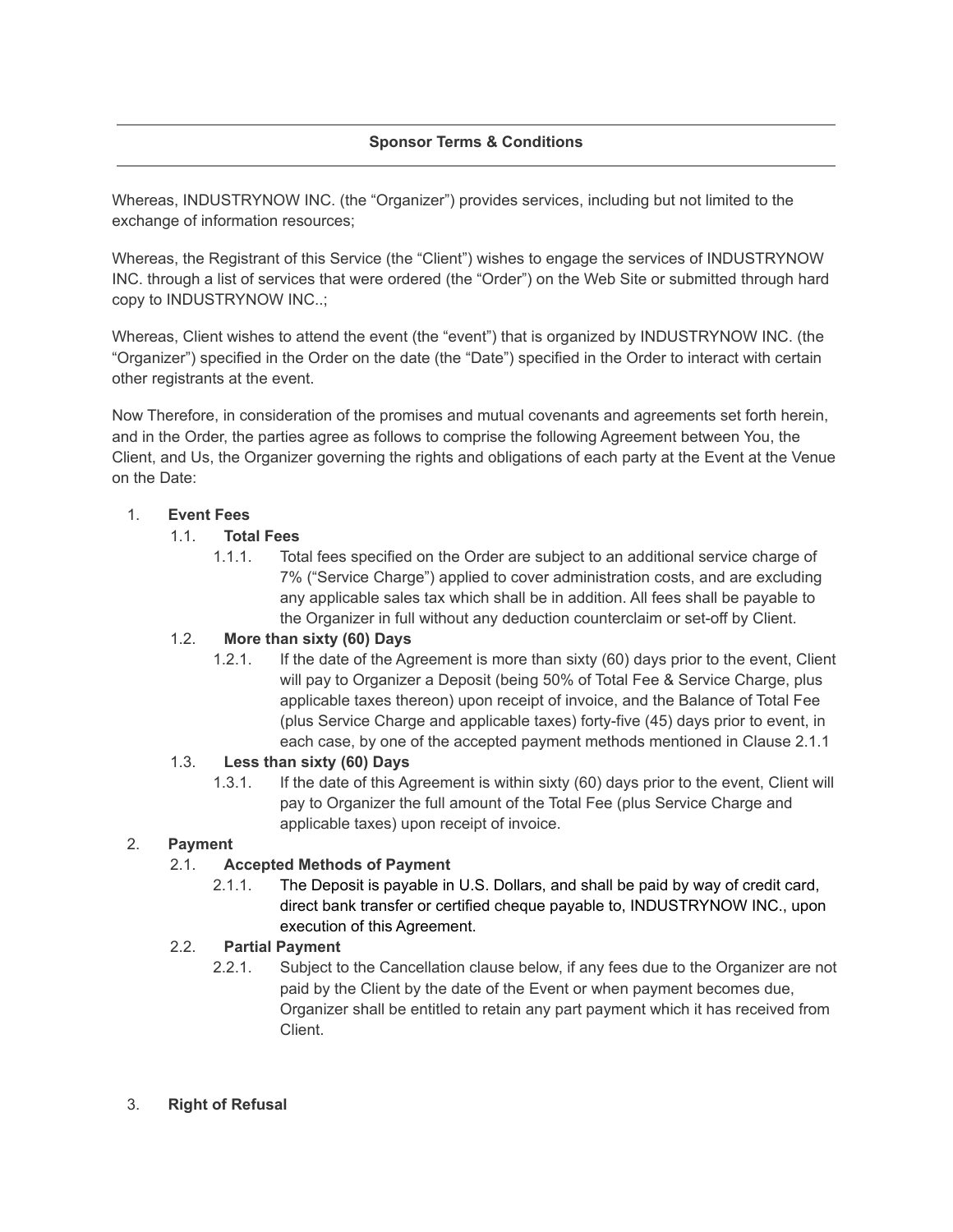## Sponsor Terms & Conditions

Whereas, INDUSTRYNOW INC. (the "Organizer") provides services, including but not limited to the exchange of information resources;

Whereas, the Registrant of this Service (the "Client") wishes to engage the services of INDUSTRYNOW INC. through a list of services that were ordered (the "Order") on the Web Site or submitted through hard copy to INDUSTRYNOW INC..;

Whereas, Client wishes to attend the event (the "event") that is organized by INDUSTRYNOW INC. (the "Organizer") specified in the Order on the date (the "Date") specified in the Order to interact with certain other registrants at the event.

Now Therefore, in consideration of the promises and mutual covenants and agreements set forth herein, and in the Order, the parties agree as follows to comprise the following Agreement between You, the Client, and Us, the Organizer governing the rights and obligations of each party at the Event at the Venue on the Date:

1. **Event Fees**
   - 1.1. **Total Fees**
     - 1.1.1. Total fees specified on the Order are subject to an additional service charge of 7% ("Service Charge") applied to cover administration costs, and are excluding any applicable sales tax which shall be in addition. All fees shall be payable to the Organizer in full without any deduction counterclaim or set-off by Client.
   - 1.2. **More than sixty (60) Days**
     - 1.2.1. If the date of the Agreement is more than sixty (60) days prior to the event, Client will pay to Organizer a Deposit (being 50% of Total Fee & Service Charge, plus applicable taxes thereon) upon receipt of invoice, and the Balance of Total Fee (plus Service Charge and applicable taxes) forty-five (45) days prior to event, in each case, by one of the accepted payment methods mentioned in Clause 2.1.1
   - 1.3. **Less than sixty (60) Days**
     - 1.3.1. If the date of this Agreement is within sixty (60) days prior to the event, Client will pay to Organizer the full amount of the Total Fee (plus Service Charge and applicable taxes) upon receipt of invoice.
2. **Payment**
   - 2.1. **Accepted Methods of Payment**
     - 2.1.1. The Deposit is payable in U.S. Dollars, and shall be paid by way of credit card, direct bank transfer or certified cheque payable to, INDUSTRYNOW INC., upon execution of this Agreement.
   - 2.2. **Partial Payment**
     - 2.2.1. Subject to the Cancellation clause below, if any fees due to the Organizer are not paid by the Client by the date of the Event or when payment becomes due, Organizer shall be entitled to retain any part payment which it has received from Client.
3. **Right of Refusal**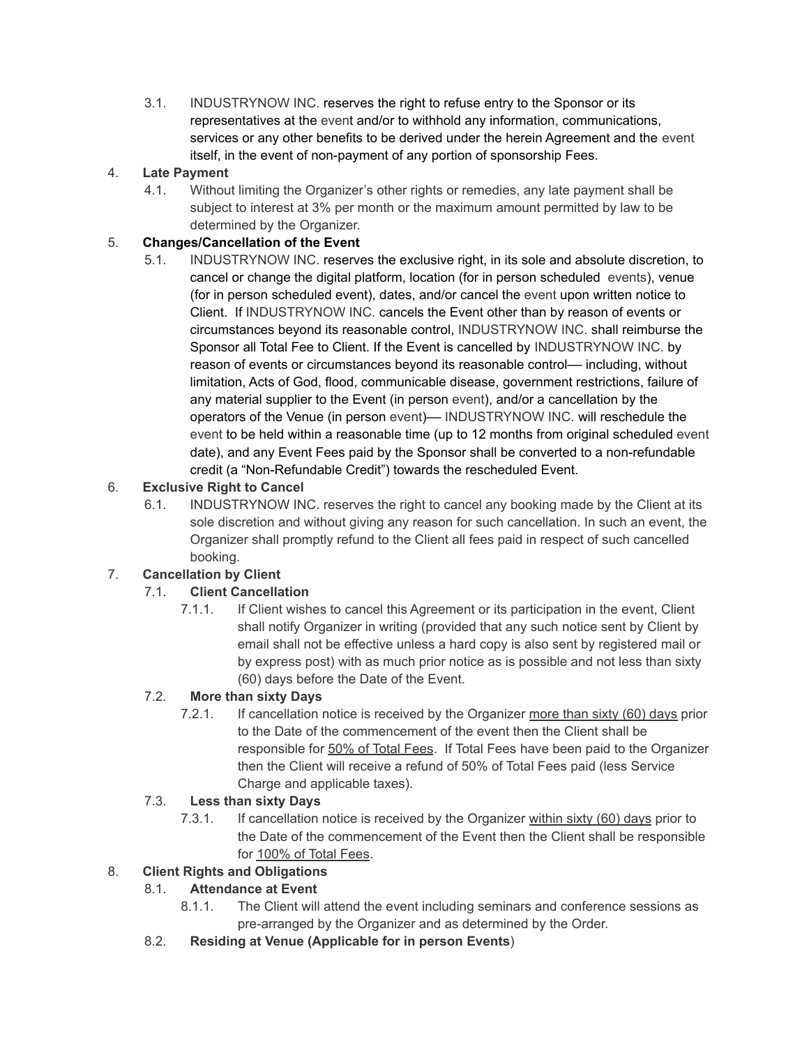3.1. INDUSTRYNOW INC. reserves the right to refuse entry to the Sponsor or its representatives at the event and/or to withhold any information, communications, services or any other benefits to be derived under the herein Agreement and the event itself, in the event of non-payment of any portion of sponsorship Fees.

4. **Late Payment**

4.1. Without limiting the Organizer's other rights or remedies, any late payment shall be subject to interest at 3% per month or the maximum amount permitted by law to be determined by the Organizer.

5. **Changes/Cancellation of the Event**

5.1. INDUSTRYNOW INC. reserves the exclusive right, in its sole and absolute discretion, to cancel or change the digital platform, location (for in person scheduled events), venue (for in person scheduled event), dates, and/or cancel the event upon written notice to Client. If INDUSTRYNOW INC. cancels the Event other than by reason of events or circumstances beyond its reasonable control, INDUSTRYNOW INC. shall reimburse the Sponsor all Total Fee to Client. If the Event is cancelled by INDUSTRYNOW INC. by reason of events or circumstances beyond its reasonable control— including, without limitation, Acts of God, flood, communicable disease, government restrictions, failure of any material supplier to the Event (in person event), and/or a cancellation by the operators of the Venue (in person event)— INDUSTRYNOW INC. will reschedule the event to be held within a reasonable time (up to 12 months from original scheduled event date), and any Event Fees paid by the Sponsor shall be converted to a non-refundable credit (a "Non-Refundable Credit") towards the rescheduled Event.

6. **Exclusive Right to Cancel**

6.1. INDUSTRYNOW INC. reserves the right to cancel any booking made by the Client at its sole discretion and without giving any reason for such cancellation. In such an event, the Organizer shall promptly refund to the Client all fees paid in respect of such cancelled booking.

7. **Cancellation by Client**

7.1. **Client Cancellation**

7.1.1. If Client wishes to cancel this Agreement or its participation in the event, Client shall notify Organizer in writing (provided that any such notice sent by Client by email shall not be effective unless a hard copy is also sent by registered mail or by express post) with as much prior notice as is possible and not less than sixty (60) days before the Date of the Event.

7.2. **More than sixty Days**

7.2.1. If cancellation notice is received by the Organizer more than sixty (60) days prior to the Date of the commencement of the event then the Client shall be responsible for 50% of Total Fees. If Total Fees have been paid to the Organizer then the Client will receive a refund of 50% of Total Fees paid (less Service Charge and applicable taxes).

7.3. **Less than sixty Days**

7.3.1. If cancellation notice is received by the Organizer within sixty (60) days prior to the Date of the commencement of the Event then the Client shall be responsible for 100% of Total Fees.

8. **Client Rights and Obligations**

8.1. **Attendance at Event**

8.1.1. The Client will attend the event including seminars and conference sessions as pre-arranged by the Organizer and as determined by the Order.

8.2. **Residing at Venue (Applicable for in person Events)**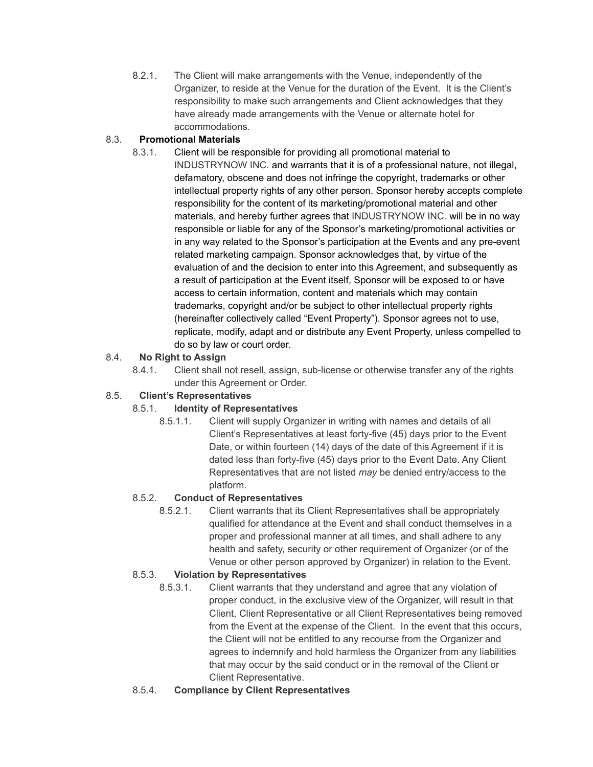8.2.1. The Client will make arrangements with the Venue, independently of the Organizer, to reside at the Venue for the duration of the Event. It is the Client's responsibility to make such arrangements and Client acknowledges that they have already made arrangements with the Venue or alternate hotel for accommodations.

8.3. **Promotional Materials**

8.3.1. Client will be responsible for providing all promotional material to INDUSTRYNOW INC. and warrants that it is of a professional nature, not illegal, defamatory, obscene and does not infringe the copyright, trademarks or other intellectual property rights of any other person. Sponsor hereby accepts complete responsibility for the content of its marketing/promotional material and other materials, and hereby further agrees that INDUSTRYNOW INC. will be in no way responsible or liable for any of the Sponsor's marketing/promotional activities or in any way related to the Sponsor's participation at the Events and any pre-event related marketing campaign. Sponsor acknowledges that, by virtue of the evaluation of and the decision to enter into this Agreement, and subsequently as a result of participation at the Event itself, Sponsor will be exposed to or have access to certain information, content and materials which may contain trademarks, copyright and/or be subject to other intellectual property rights (hereinafter collectively called "Event Property"). Sponsor agrees not to use, replicate, modify, adapt and or distribute any Event Property, unless compelled to do so by law or court order.

8.4. **No Right to Assign**

8.4.1. Client shall not resell, assign, sub-license or otherwise transfer any of the rights under this Agreement or Order.

8.5. **Client's Representatives**

8.5.1. **Identity of Representatives**

8.5.1.1. Client will supply Organizer in writing with names and details of all Client's Representatives at least forty-five (45) days prior to the Event Date, or within fourteen (14) days of the date of this Agreement if it is dated less than forty-five (45) days prior to the Event Date. Any Client Representatives that are not listed *may* be denied entry/access to the platform.

8.5.2. **Conduct of Representatives**

8.5.2.1. Client warrants that its Client Representatives shall be appropriately qualified for attendance at the Event and shall conduct themselves in a proper and professional manner at all times, and shall adhere to any health and safety, security or other requirement of Organizer (or of the Venue or other person approved by Organizer) in relation to the Event.

8.5.3. **Violation by Representatives**

8.5.3.1. Client warrants that they understand and agree that any violation of proper conduct, in the exclusive view of the Organizer, will result in that Client, Client Representative or all Client Representatives being removed from the Event at the expense of the Client. In the event that this occurs, the Client will not be entitled to any recourse from the Organizer and agrees to indemnify and hold harmless the Organizer from any liabilities that may occur by the said conduct or in the removal of the Client or Client Representative.

8.5.4. **Compliance by Client Representatives**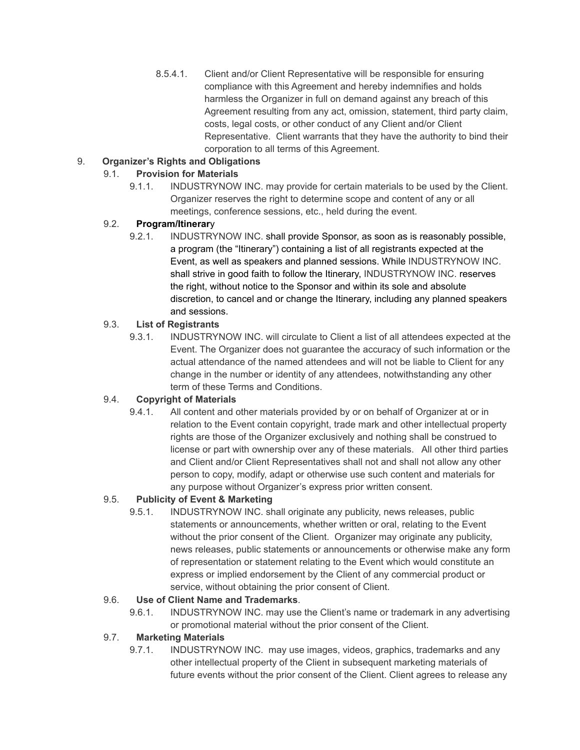8.5.4.1. Client and/or Client Representative will be responsible for ensuring compliance with this Agreement and hereby indemnifies and holds harmless the Organizer in full on demand against any breach of this Agreement resulting from any act, omission, statement, third party claim, costs, legal costs, or other conduct of any Client and/or Client Representative. Client warrants that they have the authority to bind their corporation to all terms of this Agreement.

9. **Organizer's Rights and Obligations**

9.1. **Provision for Materials**

9.1.1. INDUSTRYNOW INC. may provide for certain materials to be used by the Client. Organizer reserves the right to determine scope and content of any or all meetings, conference sessions, etc., held during the event.

9.2. **Program/Itinerar**y

9.2.1. INDUSTRYNOW INC. shall provide Sponsor, as soon as is reasonably possible, a program (the "Itinerary") containing a list of all registrants expected at the Event, as well as speakers and planned sessions. While INDUSTRYNOW INC. shall strive in good faith to follow the Itinerary, INDUSTRYNOW INC. reserves the right, without notice to the Sponsor and within its sole and absolute discretion, to cancel and or change the Itinerary, including any planned speakers and sessions.

9.3. **List of Registrants**

9.3.1. INDUSTRYNOW INC. will circulate to Client a list of all attendees expected at the Event. The Organizer does not guarantee the accuracy of such information or the actual attendance of the named attendees and will not be liable to Client for any change in the number or identity of any attendees, notwithstanding any other term of these Terms and Conditions.

9.4. **Copyright of Materials**

9.4.1. All content and other materials provided by or on behalf of Organizer at or in relation to the Event contain copyright, trade mark and other intellectual property rights are those of the Organizer exclusively and nothing shall be construed to license or part with ownership over any of these materials. All other third parties and Client and/or Client Representatives shall not and shall not allow any other person to copy, modify, adapt or otherwise use such content and materials for any purpose without Organizer's express prior written consent.

9.5. **Publicity of Event & Marketing**

9.5.1. INDUSTRYNOW INC. shall originate any publicity, news releases, public statements or announcements, whether written or oral, relating to the Event without the prior consent of the Client. Organizer may originate any publicity, news releases, public statements or announcements or otherwise make any form of representation or statement relating to the Event which would constitute an express or implied endorsement by the Client of any commercial product or service, without obtaining the prior consent of Client.

9.6. **Use of Client Name and Trademarks**.

9.6.1. INDUSTRYNOW INC. may use the Client's name or trademark in any advertising or promotional material without the prior consent of the Client.

9.7. **Marketing Materials**

9.7.1. INDUSTRYNOW INC. may use images, videos, graphics, trademarks and any other intellectual property of the Client in subsequent marketing materials of future events without the prior consent of the Client. Client agrees to release any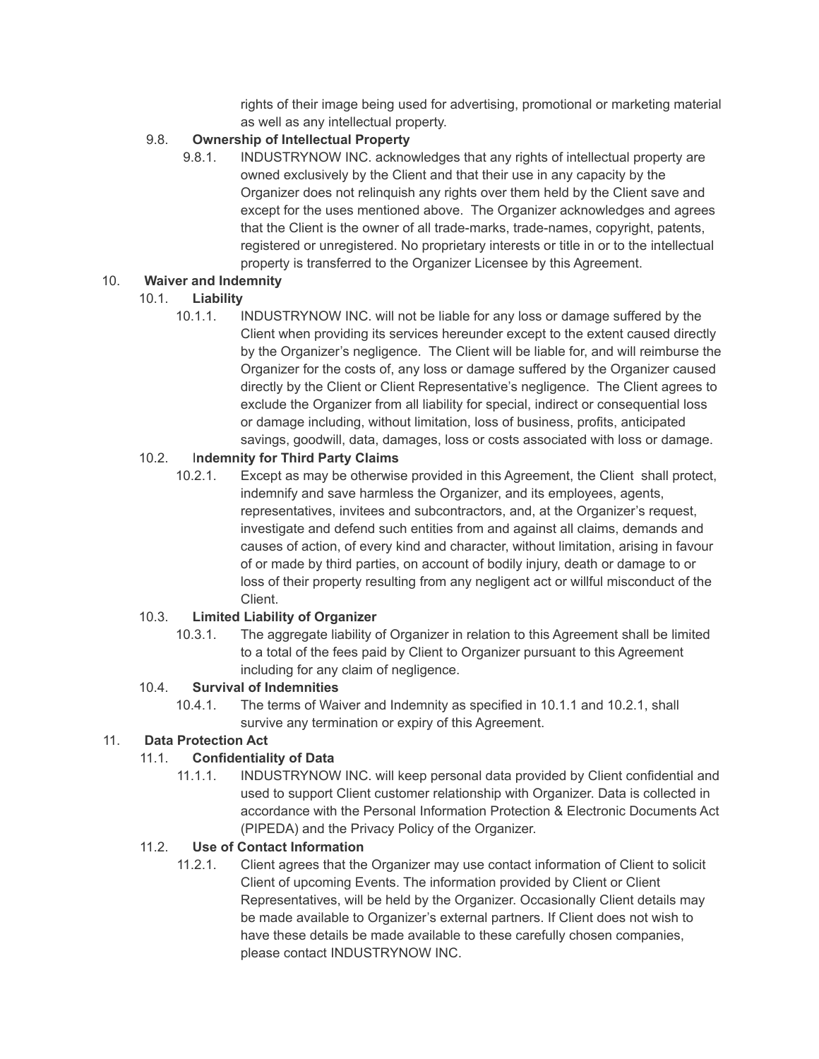rights of their image being used for advertising, promotional or marketing material as well as any intellectual property.

9.8. **Ownership of Intellectual Property**

9.8.1. INDUSTRYNOW INC. acknowledges that any rights of intellectual property are owned exclusively by the Client and that their use in any capacity by the Organizer does not relinquish any rights over them held by the Client save and except for the uses mentioned above. The Organizer acknowledges and agrees that the Client is the owner of all trade-marks, trade-names, copyright, patents, registered or unregistered. No proprietary interests or title in or to the intellectual property is transferred to the Organizer Licensee by this Agreement.

10. **Waiver and Indemnity**

10.1. **Liability**

10.1.1. INDUSTRYNOW INC. will not be liable for any loss or damage suffered by the Client when providing its services hereunder except to the extent caused directly by the Organizer's negligence. The Client will be liable for, and will reimburse the Organizer for the costs of, any loss or damage suffered by the Organizer caused directly by the Client or Client Representative's negligence. The Client agrees to exclude the Organizer from all liability for special, indirect or consequential loss or damage including, without limitation, loss of business, profits, anticipated savings, goodwill, data, damages, loss or costs associated with loss or damage.

10.2. I**ndemnity for Third Party Claims**

10.2.1. Except as may be otherwise provided in this Agreement, the Client shall protect, indemnify and save harmless the Organizer, and its employees, agents, representatives, invitees and subcontractors, and, at the Organizer's request, investigate and defend such entities from and against all claims, demands and causes of action, of every kind and character, without limitation, arising in favour of or made by third parties, on account of bodily injury, death or damage to or loss of their property resulting from any negligent act or willful misconduct of the Client.

10.3. **Limited Liability of Organizer**

10.3.1. The aggregate liability of Organizer in relation to this Agreement shall be limited to a total of the fees paid by Client to Organizer pursuant to this Agreement including for any claim of negligence.

10.4. **Survival of Indemnities**

10.4.1. The terms of Waiver and Indemnity as specified in 10.1.1 and 10.2.1, shall survive any termination or expiry of this Agreement.

11. **Data Protection Act**

11.1. **Confidentiality of Data**

11.1.1. INDUSTRYNOW INC. will keep personal data provided by Client confidential and used to support Client customer relationship with Organizer. Data is collected in accordance with the Personal Information Protection & Electronic Documents Act (PIPEDA) and the Privacy Policy of the Organizer.

11.2. **Use of Contact Information**

11.2.1. Client agrees that the Organizer may use contact information of Client to solicit Client of upcoming Events. The information provided by Client or Client Representatives, will be held by the Organizer. Occasionally Client details may be made available to Organizer's external partners. If Client does not wish to have these details be made available to these carefully chosen companies, please contact INDUSTRYNOW INC.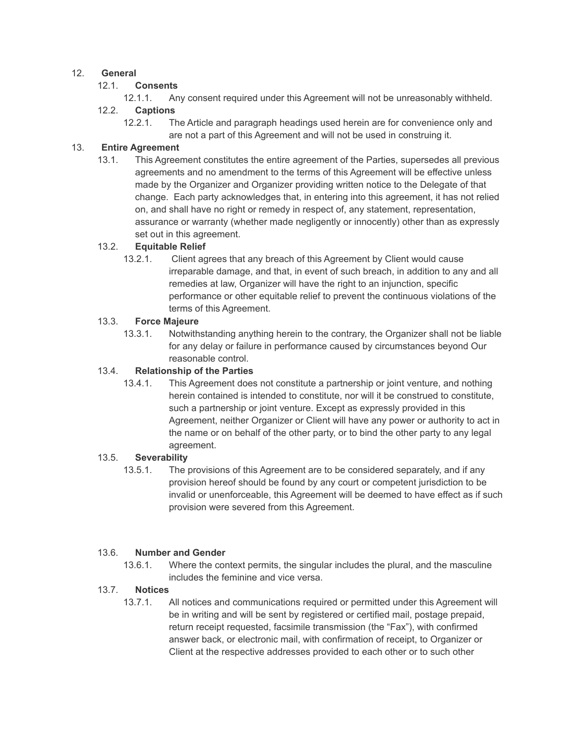12. **General**

12.1. **Consents**

12.1.1. Any consent required under this Agreement will not be unreasonably withheld.

12.2. **Captions**

12.2.1. The Article and paragraph headings used herein are for convenience only and are not a part of this Agreement and will not be used in construing it.

13. **Entire Agreement**

13.1. This Agreement constitutes the entire agreement of the Parties, supersedes all previous agreements and no amendment to the terms of this Agreement will be effective unless made by the Organizer and Organizer providing written notice to the Delegate of that change. Each party acknowledges that, in entering into this agreement, it has not relied on, and shall have no right or remedy in respect of, any statement, representation, assurance or warranty (whether made negligently or innocently) other than as expressly set out in this agreement.

13.2. **Equitable Relief**

13.2.1. Client agrees that any breach of this Agreement by Client would cause irreparable damage, and that, in event of such breach, in addition to any and all remedies at law, Organizer will have the right to an injunction, specific performance or other equitable relief to prevent the continuous violations of the terms of this Agreement.

13.3. **Force Majeure**

13.3.1. Notwithstanding anything herein to the contrary, the Organizer shall not be liable for any delay or failure in performance caused by circumstances beyond Our reasonable control.

13.4. **Relationship of the Parties**

13.4.1. This Agreement does not constitute a partnership or joint venture, and nothing herein contained is intended to constitute, nor will it be construed to constitute, such a partnership or joint venture. Except as expressly provided in this Agreement, neither Organizer or Client will have any power or authority to act in the name or on behalf of the other party, or to bind the other party to any legal agreement.

13.5. **Severability**

13.5.1. The provisions of this Agreement are to be considered separately, and if any provision hereof should be found by any court or competent jurisdiction to be invalid or unenforceable, this Agreement will be deemed to have effect as if such provision were severed from this Agreement.

13.6. **Number and Gender**

13.6.1. Where the context permits, the singular includes the plural, and the masculine includes the feminine and vice versa.

13.7. **Notices**

13.7.1. All notices and communications required or permitted under this Agreement will be in writing and will be sent by registered or certified mail, postage prepaid, return receipt requested, facsimile transmission (the "Fax"), with confirmed answer back, or electronic mail, with confirmation of receipt, to Organizer or Client at the respective addresses provided to each other or to such other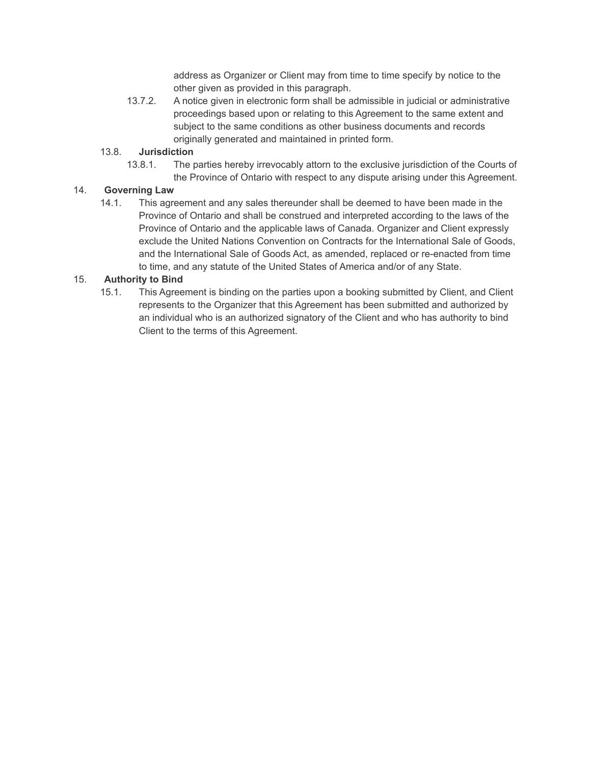address as Organizer or Client may from time to time specify by notice to the other given as provided in this paragraph.

13.7.2. A notice given in electronic form shall be admissible in judicial or administrative proceedings based upon or relating to this Agreement to the same extent and subject to the same conditions as other business documents and records originally generated and maintained in printed form.

13.8. **Jurisdiction**

13.8.1. The parties hereby irrevocably attorn to the exclusive jurisdiction of the Courts of the Province of Ontario with respect to any dispute arising under this Agreement.

14. **Governing Law**

14.1. This agreement and any sales thereunder shall be deemed to have been made in the Province of Ontario and shall be construed and interpreted according to the laws of the Province of Ontario and the applicable laws of Canada. Organizer and Client expressly exclude the United Nations Convention on Contracts for the International Sale of Goods, and the International Sale of Goods Act, as amended, replaced or re-enacted from time to time, and any statute of the United States of America and/or of any State.

15. **Authority to Bind**

15.1. This Agreement is binding on the parties upon a booking submitted by Client, and Client represents to the Organizer that this Agreement has been submitted and authorized by an individual who is an authorized signatory of the Client and who has authority to bind Client to the terms of this Agreement.